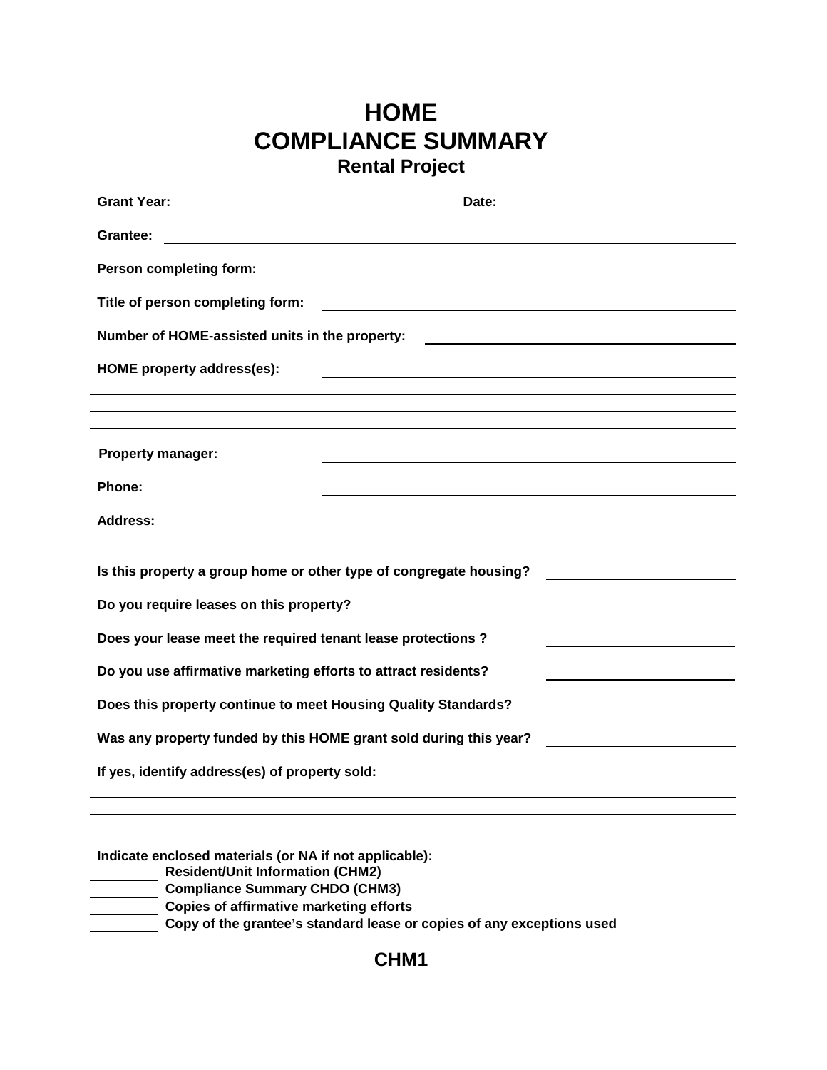# HOME
# COMPLIANCE SUMMARY
## Rental Project

**Grant Year:** ______________ **Date:** ______________________

**Grantee:** ______________________________________________

**Person completing form:** ______________________________

**Title of person completing form:** ______________________________

**Number of HOME-assisted units in the property:** ______________________

**HOME property address(es):** ______________________________

______________________________________________________________

______________________________________________________________

______________________________________________________________

**Property manager:** ______________________________

**Phone:** ______________________________

**Address:** ______________________________

______________________________________________________________

**Is this property a group home or other type of congregate housing?** ______________

**Do you require leases on this property?** ______________

**Does your lease meet the required tenant lease protections ?** ______________

**Do you use affirmative marketing efforts to attract residents?** ______________

**Does this property continue to meet Housing Quality Standards?** ______________

**Was any property funded by this HOME grant sold during this year?** ______________

**If yes, identify address(es) of property sold:** ______________________________

______________________________________________________________

______________________________________________________________

**Indicate enclosed materials (or NA if not applicable):**

- ________ **Resident/Unit Information (CHM2)**
- ________ **Compliance Summary CHDO (CHM3)**
- ________ **Copies of affirmative marketing efforts**
- ________ **Copy of the grantee's standard lease or copies of any exceptions used**

**CHM1**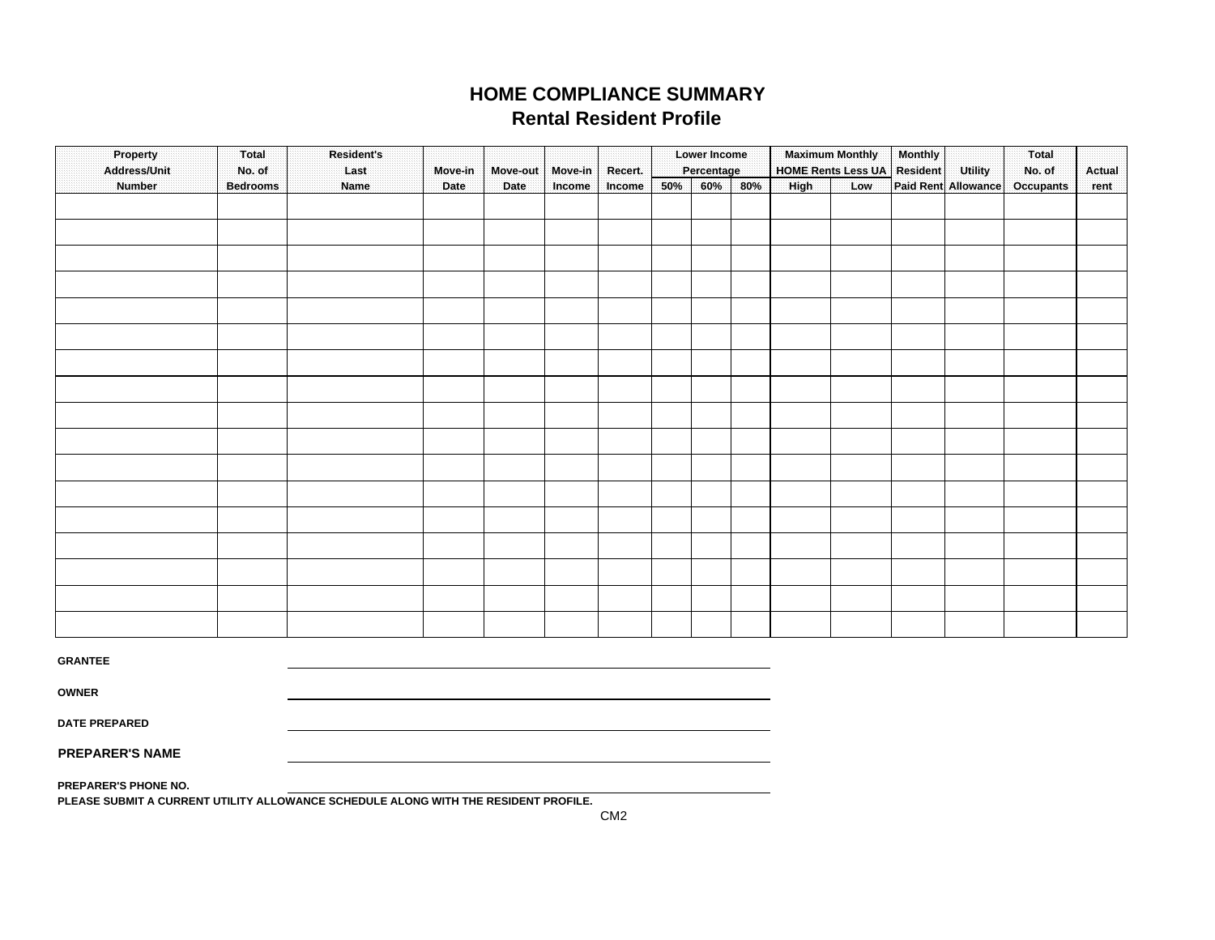# HOME COMPLIANCE SUMMARY
## Rental Resident Profile

| Property Address/Unit Number | Total No. of Bedrooms | Resident's Last Name | Move-in Date | Move-out Date | Move-in Income | Recert. Income | Lower Income Percentage | | | Maximum Monthly HOME Rents Less UA | | Monthly Resident Paid Rent | Utility Allowance | Total No. of Occupants | Actual rent |
|---|---|---|---|---|---|---|---|---|---|---|---|---|---|---|---|
| | | | | | | | 50% | 60% | 80% | High | Low | | | | |
| | | | | | | | | | | | | | | | |
| | | | | | | | | | | | | | | | |
| | | | | | | | | | | | | | | | |
| | | | | | | | | | | | | | | | |
| | | | | | | | | | | | | | | | |
| | | | | | | | | | | | | | | | |
| | | | | | | | | | | | | | | | |
| | | | | | | | | | | | | | | | |
| | | | | | | | | | | | | | | | |
| | | | | | | | | | | | | | | | |
| | | | | | | | | | | | | | | | |
| | | | | | | | | | | | | | | | |
| | | | | | | | | | | | | | | | |
| | | | | | | | | | | | | | | | |
| | | | | | | | | | | | | | | | |
| | | | | | | | | | | | | | | | |
| | | | | | | | | | | | | | | | |

**GRANTEE** ______________________________

**OWNER** ______________________________

**DATE PREPARED** ______________________________

**PREPARER'S NAME** ______________________________

**PREPARER'S PHONE NO.** ______________________________

**PLEASE SUBMIT A CURRENT UTILITY ALLOWANCE SCHEDULE ALONG WITH THE RESIDENT PROFILE.**

CM2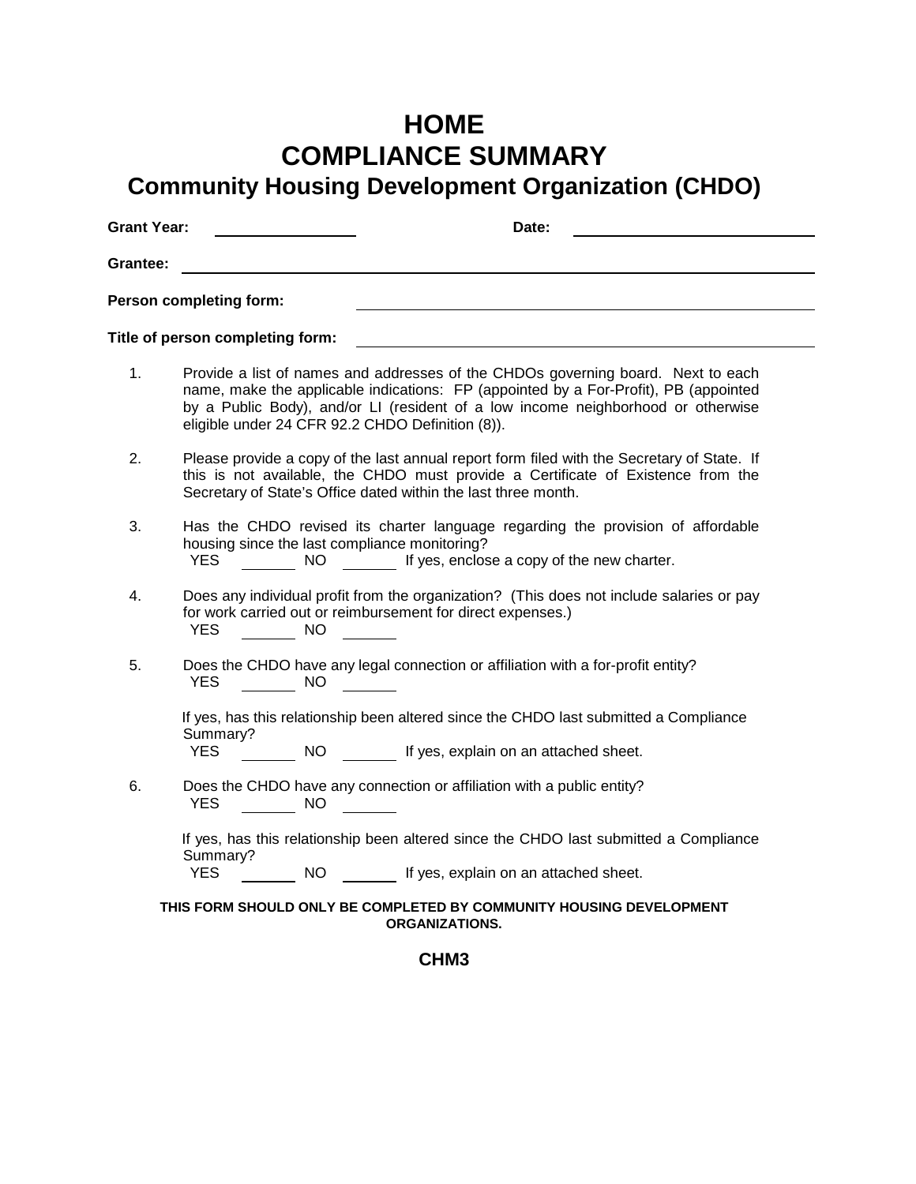# HOME
# COMPLIANCE SUMMARY
## Community Housing Development Organization (CHDO)

**Grant Year:** ______________ **Date:** ______________________

**Grantee:** ______________________________________________

**Person completing form:** ______________________________

**Title of person completing form:** ______________________________

1. Provide a list of names and addresses of the CHDOs governing board. Next to each name, make the applicable indications: FP (appointed by a For-Profit), PB (appointed by a Public Body), and/or LI (resident of a low income neighborhood or otherwise eligible under 24 CFR 92.2 CHDO Definition (8)).

2. Please provide a copy of the last annual report form filed with the Secretary of State. If this is not available, the CHDO must provide a Certificate of Existence from the Secretary of State's Office dated within the last three month.

3. Has the CHDO revised its charter language regarding the provision of affordable housing since the last compliance monitoring?
   YES ______ NO ______ If yes, enclose a copy of the new charter.

4. Does any individual profit from the organization? (This does not include salaries or pay for work carried out or reimbursement for direct expenses.)
   YES ______ NO ______

5. Does the CHDO have any legal connection or affiliation with a for-profit entity?
   YES ______ NO ______

   If yes, has this relationship been altered since the CHDO last submitted a Compliance Summary?
   YES ______ NO ______ If yes, explain on an attached sheet.

6. Does the CHDO have any connection or affiliation with a public entity?
   YES ______ NO ______

   If yes, has this relationship been altered since the CHDO last submitted a Compliance Summary?
   YES ______ NO ______ If yes, explain on an attached sheet.

**THIS FORM SHOULD ONLY BE COMPLETED BY COMMUNITY HOUSING DEVELOPMENT ORGANIZATIONS.**

**CHM3**